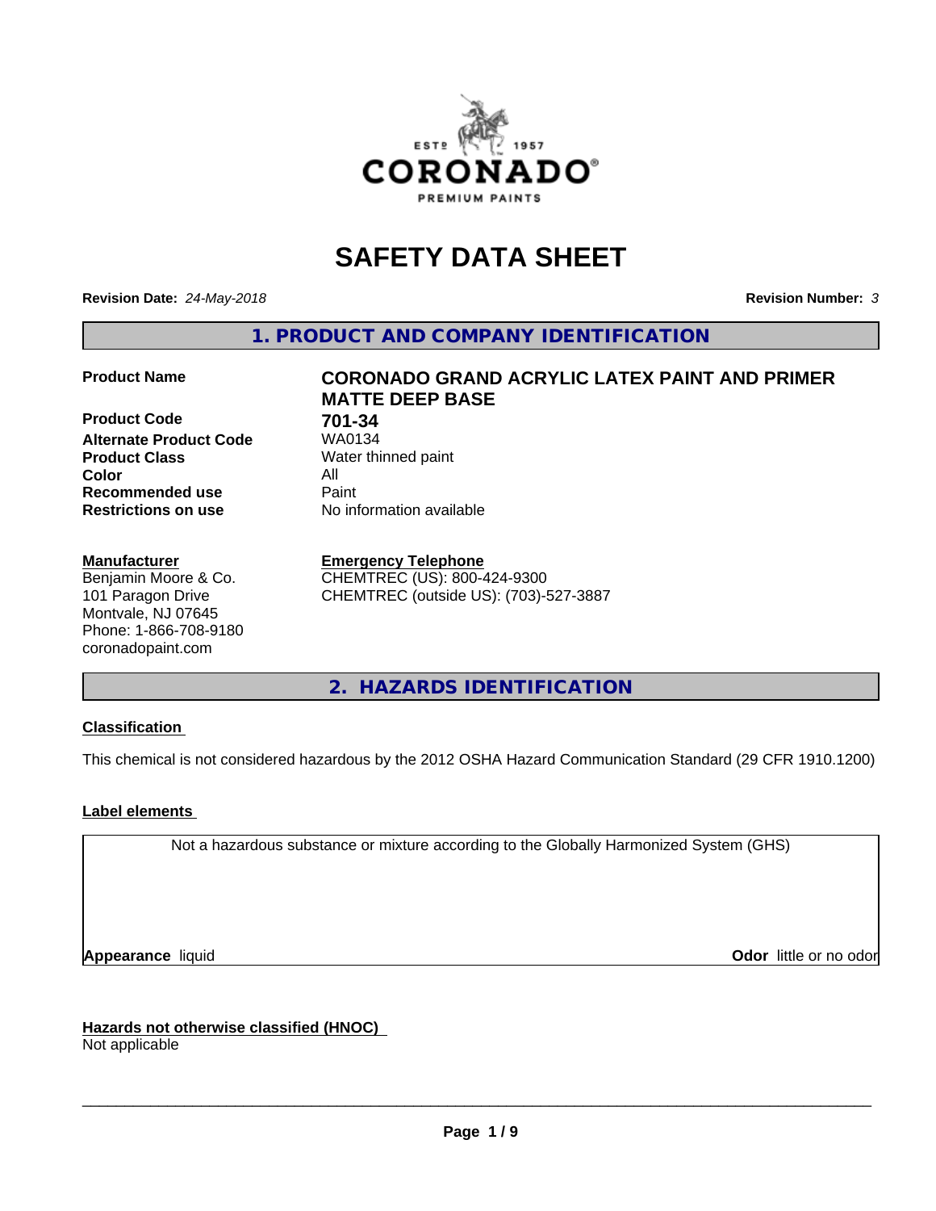# SAFETY DATA SHEET

**Revision Date:** *24-May-2018* **Revision Number:** *3*

## 1. PRODUCT AND COMPANY IDENTIFICATION

| | |
|---|---|
| **Product Name** | **CORONADO GRAND ACRYLIC LATEX PAINT AND PRIMER MATTE DEEP BASE** |
| **Product Code** | **701-34** |
| **Alternate Product Code** | WA0134 |
| **Product Class** | Water thinned paint |
| **Color** | All |
| **Recommended use** | Paint |
| **Restrictions on use** | No information available |

**Manufacturer**
Benjamin Moore & Co.
101 Paragon Drive
Montvale, NJ 07645
Phone: 1-866-708-9180
coronadopaint.com

**Emergency Telephone**
CHEMTREC (US): 800-424-9300
CHEMTREC (outside US): (703)-527-3887

## 2. HAZARDS IDENTIFICATION

**Classification**

This chemical is not considered hazardous by the 2012 OSHA Hazard Communication Standard (29 CFR 1910.1200)

**Label elements**

Not a hazardous substance or mixture according to the Globally Harmonized System (GHS)

**Appearance** liquid **Odor** little or no odor

**Hazards not otherwise classified (HNOC)**
Not applicable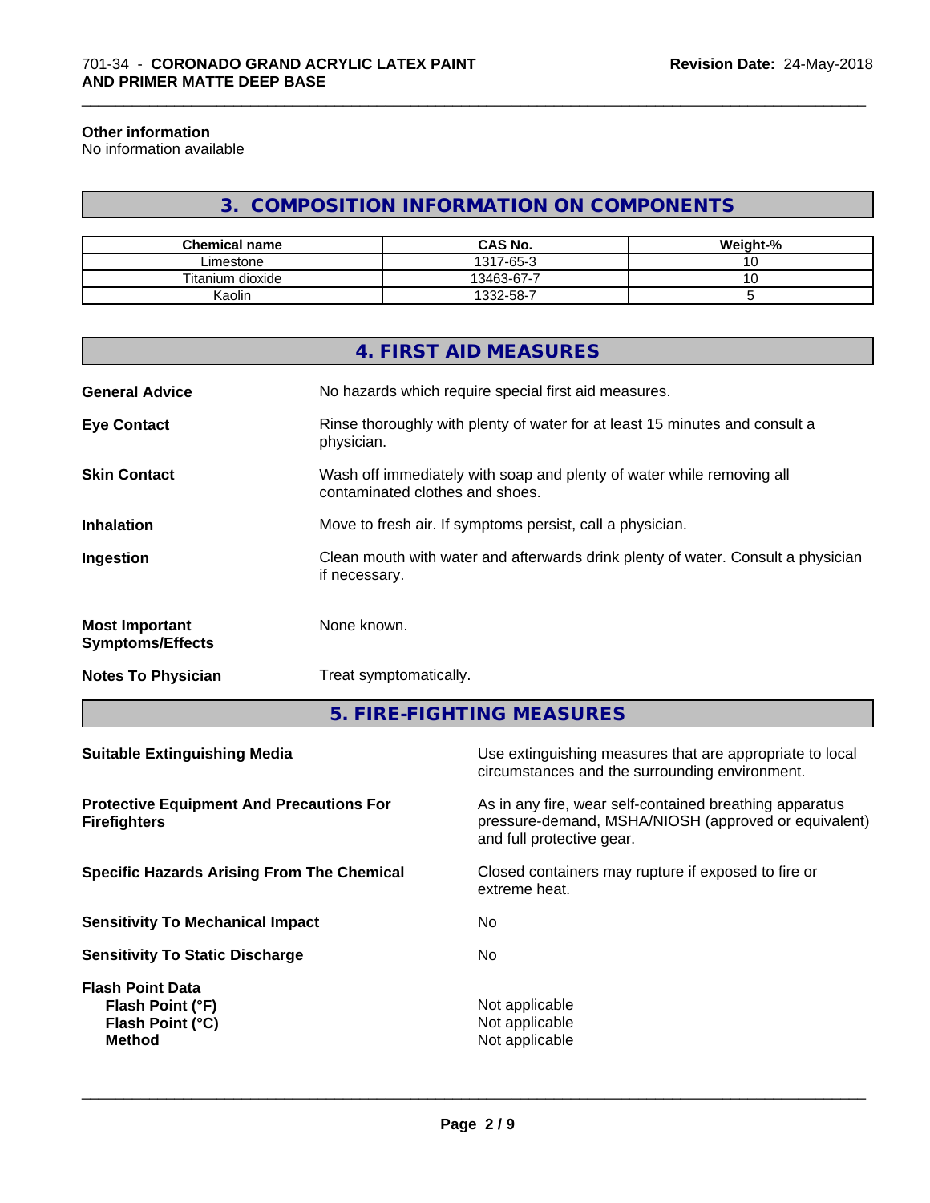**Other information**
No information available

## 3. COMPOSITION INFORMATION ON COMPONENTS

| Chemical name | CAS No. | Weight-% |
|---|---|---|
| Limestone | 1317-65-3 | 10 |
| Titanium dioxide | 13463-67-7 | 10 |
| Kaolin | 1332-58-7 | 5 |

## 4. FIRST AID MEASURES

**General Advice** No hazards which require special first aid measures.

**Eye Contact** Rinse thoroughly with plenty of water for at least 15 minutes and consult a physician.

**Skin Contact** Wash off immediately with soap and plenty of water while removing all contaminated clothes and shoes.

**Inhalation** Move to fresh air. If symptoms persist, call a physician.

**Ingestion** Clean mouth with water and afterwards drink plenty of water. Consult a physician if necessary.

**Most Important Symptoms/Effects** None known.

**Notes To Physician** Treat symptomatically.

## 5. FIRE-FIGHTING MEASURES

**Suitable Extinguishing Media** Use extinguishing measures that are appropriate to local circumstances and the surrounding environment.

**Protective Equipment And Precautions For Firefighters** As in any fire, wear self-contained breathing apparatus pressure-demand, MSHA/NIOSH (approved or equivalent) and full protective gear.

**Specific Hazards Arising From The Chemical** Closed containers may rupture if exposed to fire or extreme heat.

**Sensitivity To Mechanical Impact** No

**Sensitivity To Static Discharge** No

**Flash Point Data**
**Flash Point (°F)** Not applicable
**Flash Point (°C)** Not applicable
**Method** Not applicable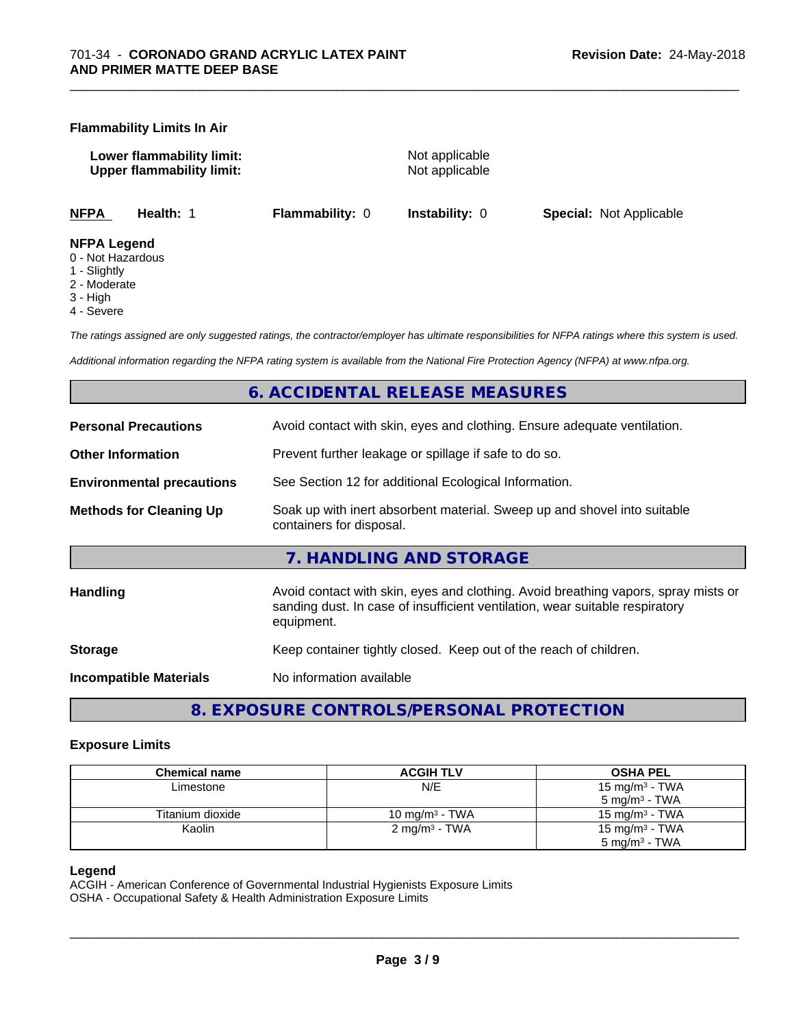**Flammability Limits In Air**

**Lower flammability limit:** Not applicable
**Upper flammability limit:** Not applicable

**NFPA** **Health:** 1 **Flammability:** 0 **Instability:** 0 **Special:** Not Applicable

**NFPA Legend**
0 - Not Hazardous
1 - Slightly
2 - Moderate
3 - High
4 - Severe

*The ratings assigned are only suggested ratings, the contractor/employer has ultimate responsibilities for NFPA ratings where this system is used.*

*Additional information regarding the NFPA rating system is available from the National Fire Protection Agency (NFPA) at www.nfpa.org.*

## 6. ACCIDENTAL RELEASE MEASURES

**Personal Precautions** Avoid contact with skin, eyes and clothing. Ensure adequate ventilation.

**Other Information** Prevent further leakage or spillage if safe to do so.

**Environmental precautions** See Section 12 for additional Ecological Information.

**Methods for Cleaning Up** Soak up with inert absorbent material. Sweep up and shovel into suitable containers for disposal.

## 7. HANDLING AND STORAGE

**Handling** Avoid contact with skin, eyes and clothing. Avoid breathing vapors, spray mists or sanding dust. In case of insufficient ventilation, wear suitable respiratory equipment.

**Storage** Keep container tightly closed. Keep out of the reach of children.

**Incompatible Materials** No information available

## 8. EXPOSURE CONTROLS/PERSONAL PROTECTION

### Exposure Limits

| Chemical name | ACGIH TLV | OSHA PEL |
|---|---|---|
| Limestone | N/E | 15 mg/m³ - TWA<br>5 mg/m³ - TWA |
| Titanium dioxide | 10 mg/m³ - TWA | 15 mg/m³ - TWA |
| Kaolin | 2 mg/m³ - TWA | 15 mg/m³ - TWA<br>5 mg/m³ - TWA |

**Legend**
ACGIH - American Conference of Governmental Industrial Hygienists Exposure Limits
OSHA - Occupational Safety & Health Administration Exposure Limits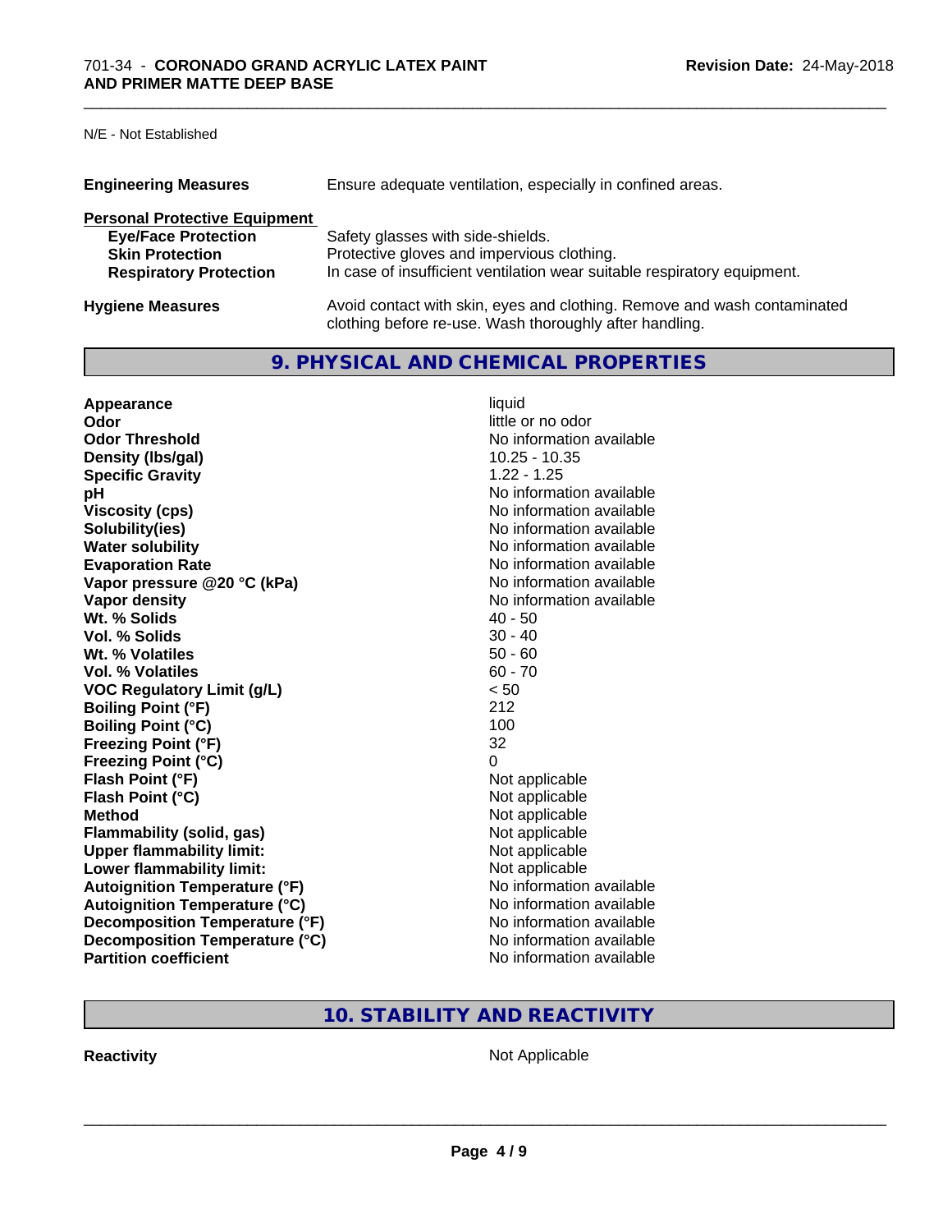N/E - Not Established

| | |
|---|---|
| **Engineering Measures** | Ensure adequate ventilation, especially in confined areas. |

**Personal Protective Equipment**

| | |
|---|---|
| **Eye/Face Protection** | Safety glasses with side-shields. |
| **Skin Protection** | Protective gloves and impervious clothing. |
| **Respiratory Protection** | In case of insufficient ventilation wear suitable respiratory equipment. |

| | |
|---|---|
| **Hygiene Measures** | Avoid contact with skin, eyes and clothing. Remove and wash contaminated clothing before re-use. Wash thoroughly after handling. |

## 9. PHYSICAL AND CHEMICAL PROPERTIES

| | |
|---|---|
| **Appearance** | liquid |
| **Odor** | little or no odor |
| **Odor Threshold** | No information available |
| **Density (lbs/gal)** | 10.25 - 10.35 |
| **Specific Gravity** | 1.22 - 1.25 |
| **pH** | No information available |
| **Viscosity (cps)** | No information available |
| **Solubility(ies)** | No information available |
| **Water solubility** | No information available |
| **Evaporation Rate** | No information available |
| **Vapor pressure @20 °C (kPa)** | No information available |
| **Vapor density** | No information available |
| **Wt. % Solids** | 40 - 50 |
| **Vol. % Solids** | 30 - 40 |
| **Wt. % Volatiles** | 50 - 60 |
| **Vol. % Volatiles** | 60 - 70 |
| **VOC Regulatory Limit (g/L)** | < 50 |
| **Boiling Point (°F)** | 212 |
| **Boiling Point (°C)** | 100 |
| **Freezing Point (°F)** | 32 |
| **Freezing Point (°C)** | 0 |
| **Flash Point (°F)** | Not applicable |
| **Flash Point (°C)** | Not applicable |
| **Method** | Not applicable |
| **Flammability (solid, gas)** | Not applicable |
| **Upper flammability limit:** | Not applicable |
| **Lower flammability limit:** | Not applicable |
| **Autoignition Temperature (°F)** | No information available |
| **Autoignition Temperature (°C)** | No information available |
| **Decomposition Temperature (°F)** | No information available |
| **Decomposition Temperature (°C)** | No information available |
| **Partition coefficient** | No information available |

## 10. STABILITY AND REACTIVITY

| | |
|---|---|
| **Reactivity** | Not Applicable |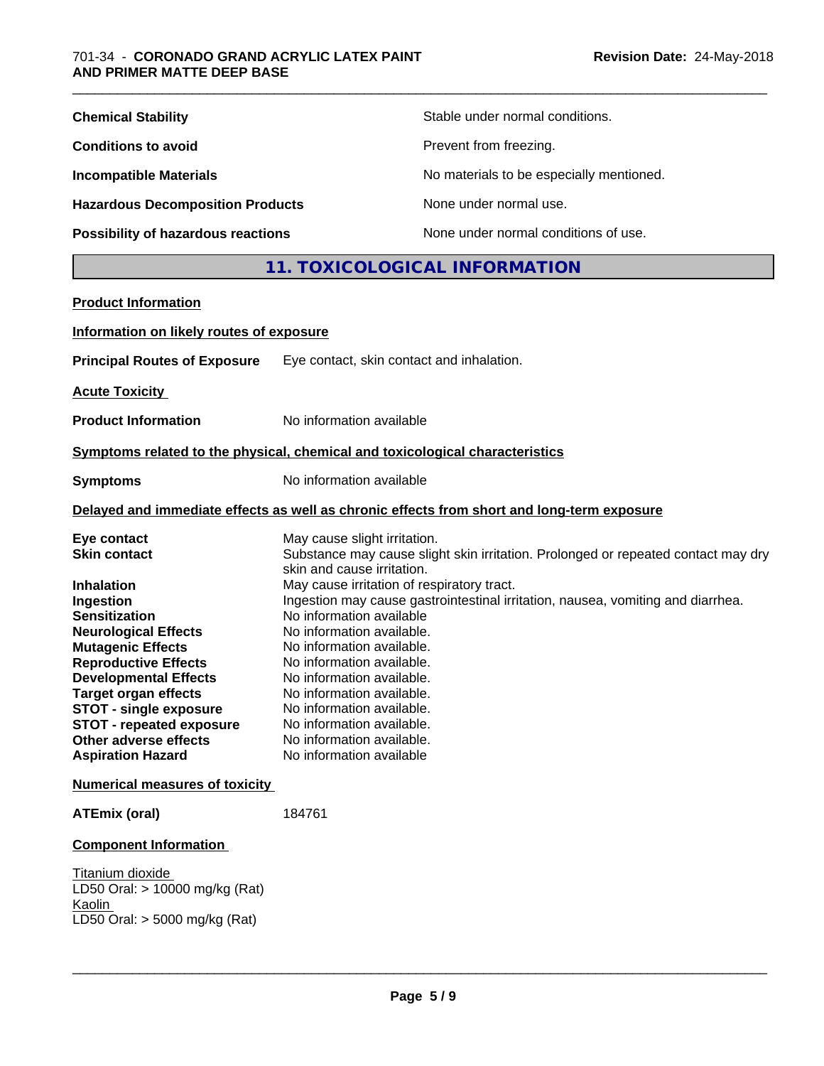| | |
|---|---|
| **Chemical Stability** | Stable under normal conditions. |
| **Conditions to avoid** | Prevent from freezing. |
| **Incompatible Materials** | No materials to be especially mentioned. |
| **Hazardous Decomposition Products** | None under normal use. |
| **Possibility of hazardous reactions** | None under normal conditions of use. |

## 11. TOXICOLOGICAL INFORMATION

**Product Information**

**Information on likely routes of exposure**

**Principal Routes of Exposure** Eye contact, skin contact and inhalation.

**Acute Toxicity**

**Product Information** No information available

**Symptoms related to the physical, chemical and toxicological characteristics**

**Symptoms** No information available

**Delayed and immediate effects as well as chronic effects from short and long-term exposure**

| | |
|---|---|
| **Eye contact** | May cause slight irritation. |
| **Skin contact** | Substance may cause slight skin irritation. Prolonged or repeated contact may dry skin and cause irritation. |
| **Inhalation** | May cause irritation of respiratory tract. |
| **Ingestion** | Ingestion may cause gastrointestinal irritation, nausea, vomiting and diarrhea. |
| **Sensitization** | No information available |
| **Neurological Effects** | No information available. |
| **Mutagenic Effects** | No information available. |
| **Reproductive Effects** | No information available. |
| **Developmental Effects** | No information available. |
| **Target organ effects** | No information available. |
| **STOT - single exposure** | No information available. |
| **STOT - repeated exposure** | No information available. |
| **Other adverse effects** | No information available. |
| **Aspiration Hazard** | No information available |

**Numerical measures of toxicity**

**ATEmix (oral)** 184761

**Component Information**

Titanium dioxide
LD50 Oral: > 10000 mg/kg (Rat)
Kaolin
LD50 Oral: > 5000 mg/kg (Rat)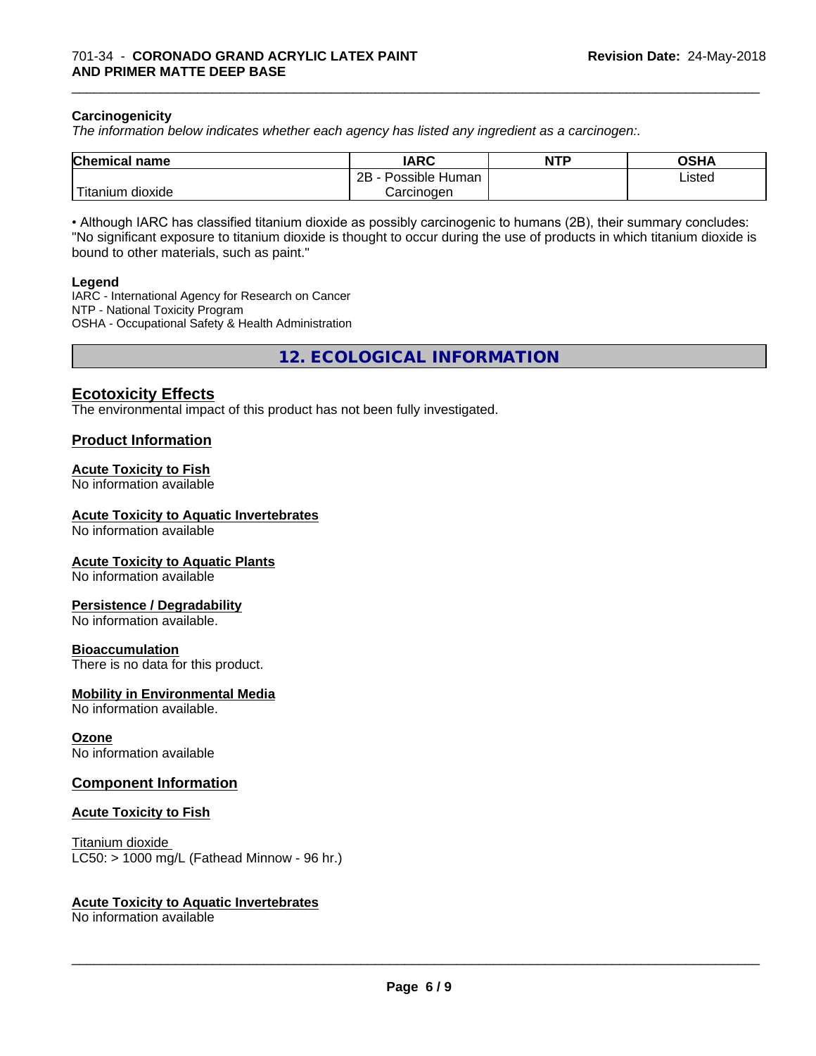**Carcinogenicity**

*The information below indicates whether each agency has listed any ingredient as a carcinogen:.*

| Chemical name | IARC | NTP | OSHA |
|---|---|---|---|
| Titanium dioxide | 2B - Possible Human Carcinogen | | Listed |

• Although IARC has classified titanium dioxide as possibly carcinogenic to humans (2B), their summary concludes: "No significant exposure to titanium dioxide is thought to occur during the use of products in which titanium dioxide is bound to other materials, such as paint."

**Legend**

IARC - International Agency for Research on Cancer
NTP - National Toxicity Program
OSHA - Occupational Safety & Health Administration

## 12. ECOLOGICAL INFORMATION

### Ecotoxicity Effects

The environmental impact of this product has not been fully investigated.

### Product Information

**Acute Toxicity to Fish**
No information available

**Acute Toxicity to Aquatic Invertebrates**
No information available

**Acute Toxicity to Aquatic Plants**
No information available

**Persistence / Degradability**
No information available.

**Bioaccumulation**
There is no data for this product.

**Mobility in Environmental Media**
No information available.

**Ozone**
No information available

### Component Information

**Acute Toxicity to Fish**

Titanium dioxide
LC50: > 1000 mg/L (Fathead Minnow - 96 hr.)

**Acute Toxicity to Aquatic Invertebrates**
No information available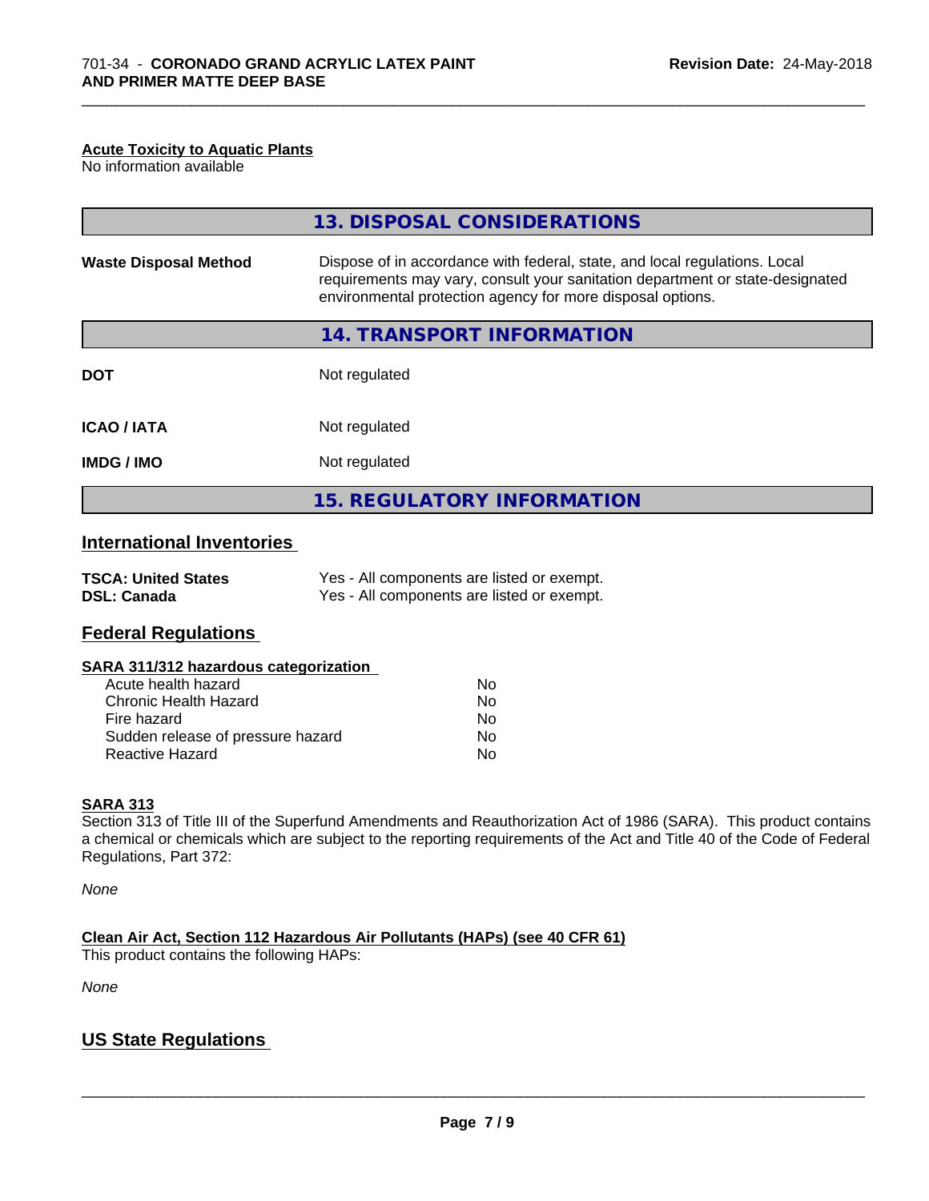**Acute Toxicity to Aquatic Plants**
No information available

## 13. DISPOSAL CONSIDERATIONS

| | |
|---|---|
| **Waste Disposal Method** | Dispose of in accordance with federal, state, and local regulations. Local requirements may vary, consult your sanitation department or state-designated environmental protection agency for more disposal options. |

## 14. TRANSPORT INFORMATION

| | |
|---|---|
| **DOT** | Not regulated |
| **ICAO / IATA** | Not regulated |
| **IMDG / IMO** | Not regulated |

## 15. REGULATORY INFORMATION

### International Inventories

| | |
|---|---|
| **TSCA: United States** | Yes - All components are listed or exempt. |
| **DSL: Canada** | Yes - All components are listed or exempt. |

### Federal Regulations

**SARA 311/312 hazardous categorization**

| | |
|---|---|
| Acute health hazard | No |
| Chronic Health Hazard | No |
| Fire hazard | No |
| Sudden release of pressure hazard | No |
| Reactive Hazard | No |

**SARA 313**
Section 313 of Title III of the Superfund Amendments and Reauthorization Act of 1986 (SARA). This product contains a chemical or chemicals which are subject to the reporting requirements of the Act and Title 40 of the Code of Federal Regulations, Part 372:

*None*

**Clean Air Act, Section 112 Hazardous Air Pollutants (HAPs) (see 40 CFR 61)**
This product contains the following HAPs:

*None*

### US State Regulations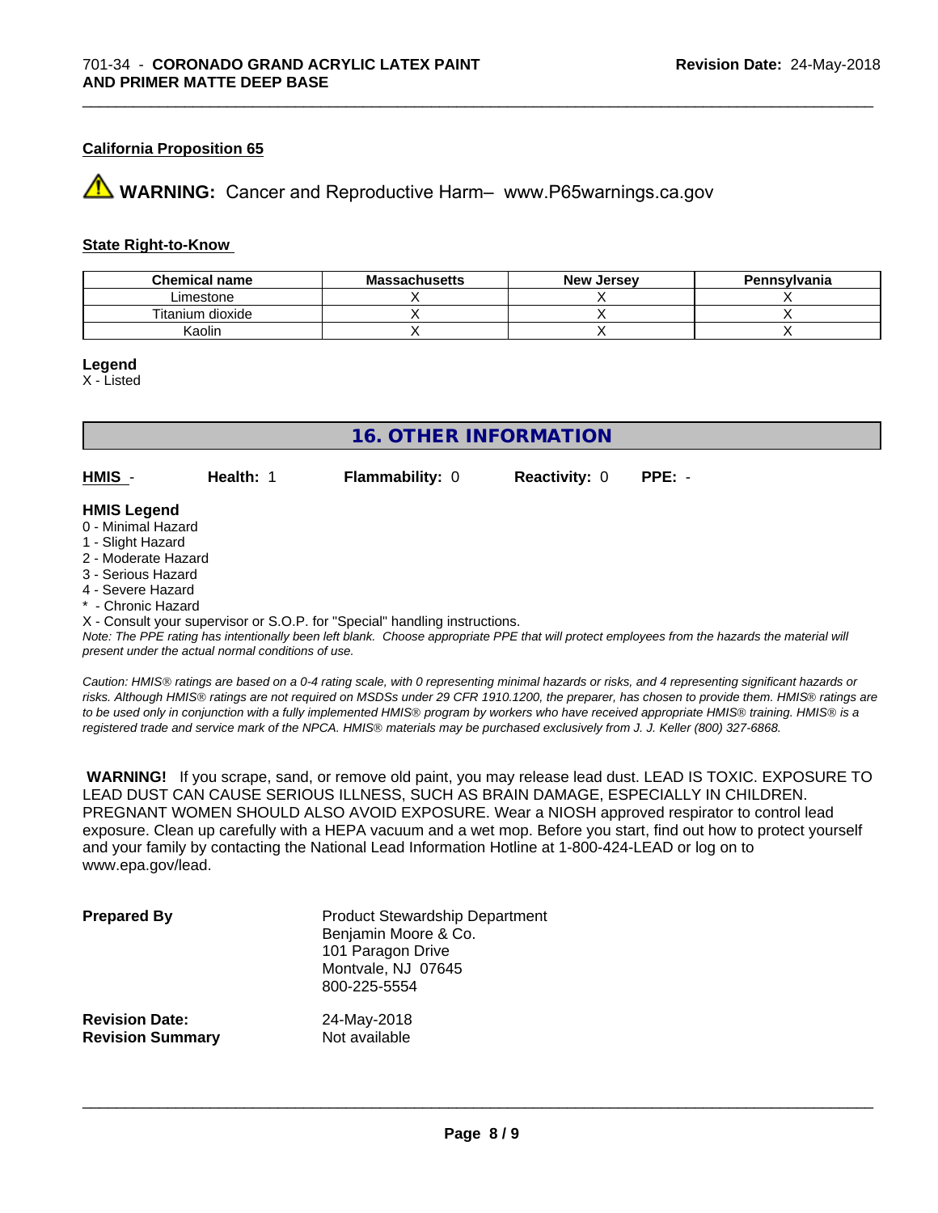**California Proposition 65**

⚠ **WARNING:** Cancer and Reproductive Harm– www.P65warnings.ca.gov

**State Right-to-Know**

| Chemical name | Massachusetts | New Jersey | Pennsylvania |
|---|---|---|---|
| Limestone | X | X | X |
| Titanium dioxide | X | X | X |
| Kaolin | X | X | X |

**Legend**
X - Listed

## 16. OTHER INFORMATION

**HMIS** - **Health:** 1 **Flammability:** 0 **Reactivity:** 0 **PPE:** -

**HMIS Legend**
0 - Minimal Hazard
1 - Slight Hazard
2 - Moderate Hazard
3 - Serious Hazard
4 - Severe Hazard
* - Chronic Hazard
X - Consult your supervisor or S.O.P. for "Special" handling instructions.

*Note: The PPE rating has intentionally been left blank. Choose appropriate PPE that will protect employees from the hazards the material will present under the actual normal conditions of use.*

*Caution: HMIS® ratings are based on a 0-4 rating scale, with 0 representing minimal hazards or risks, and 4 representing significant hazards or risks. Although HMIS® ratings are not required on MSDSs under 29 CFR 1910.1200, the preparer, has chosen to provide them. HMIS® ratings are to be used only in conjunction with a fully implemented HMIS® program by workers who have received appropriate HMIS® training. HMIS® is a registered trade and service mark of the NPCA. HMIS® materials may be purchased exclusively from J. J. Keller (800) 327-6868.*

**WARNING!** If you scrape, sand, or remove old paint, you may release lead dust. LEAD IS TOXIC. EXPOSURE TO LEAD DUST CAN CAUSE SERIOUS ILLNESS, SUCH AS BRAIN DAMAGE, ESPECIALLY IN CHILDREN. PREGNANT WOMEN SHOULD ALSO AVOID EXPOSURE. Wear a NIOSH approved respirator to control lead exposure. Clean up carefully with a HEPA vacuum and a wet mop. Before you start, find out how to protect yourself and your family by contacting the National Lead Information Hotline at 1-800-424-LEAD or log on to www.epa.gov/lead.

**Prepared By**
Product Stewardship Department
Benjamin Moore & Co.
101 Paragon Drive
Montvale, NJ 07645
800-225-5554

**Revision Date:** 24-May-2018
**Revision Summary** Not available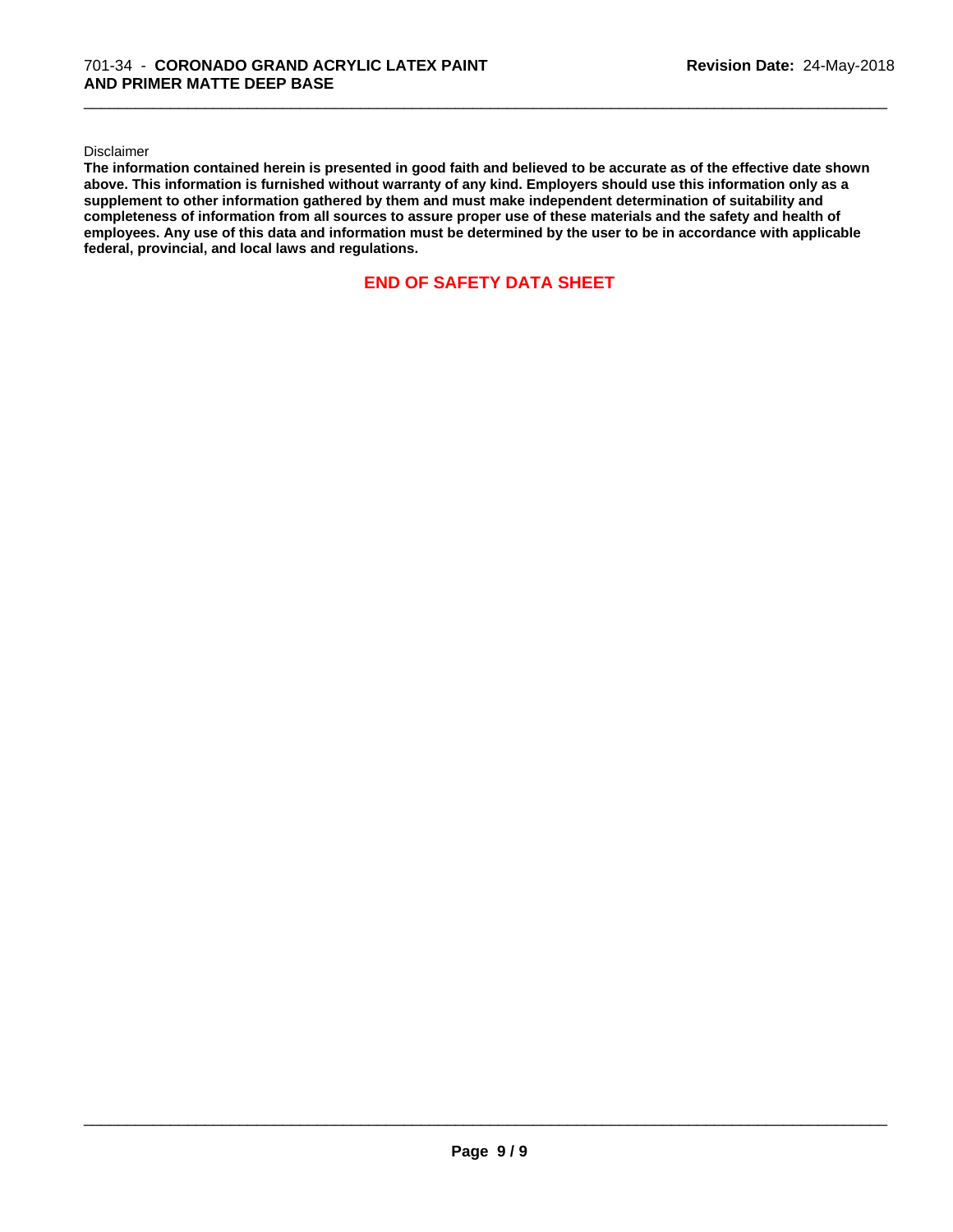Disclaimer

**The information contained herein is presented in good faith and believed to be accurate as of the effective date shown above. This information is furnished without warranty of any kind. Employers should use this information only as a supplement to other information gathered by them and must make independent determination of suitability and completeness of information from all sources to assure proper use of these materials and the safety and health of employees. Any use of this data and information must be determined by the user to be in accordance with applicable federal, provincial, and local laws and regulations.**

**END OF SAFETY DATA SHEET**